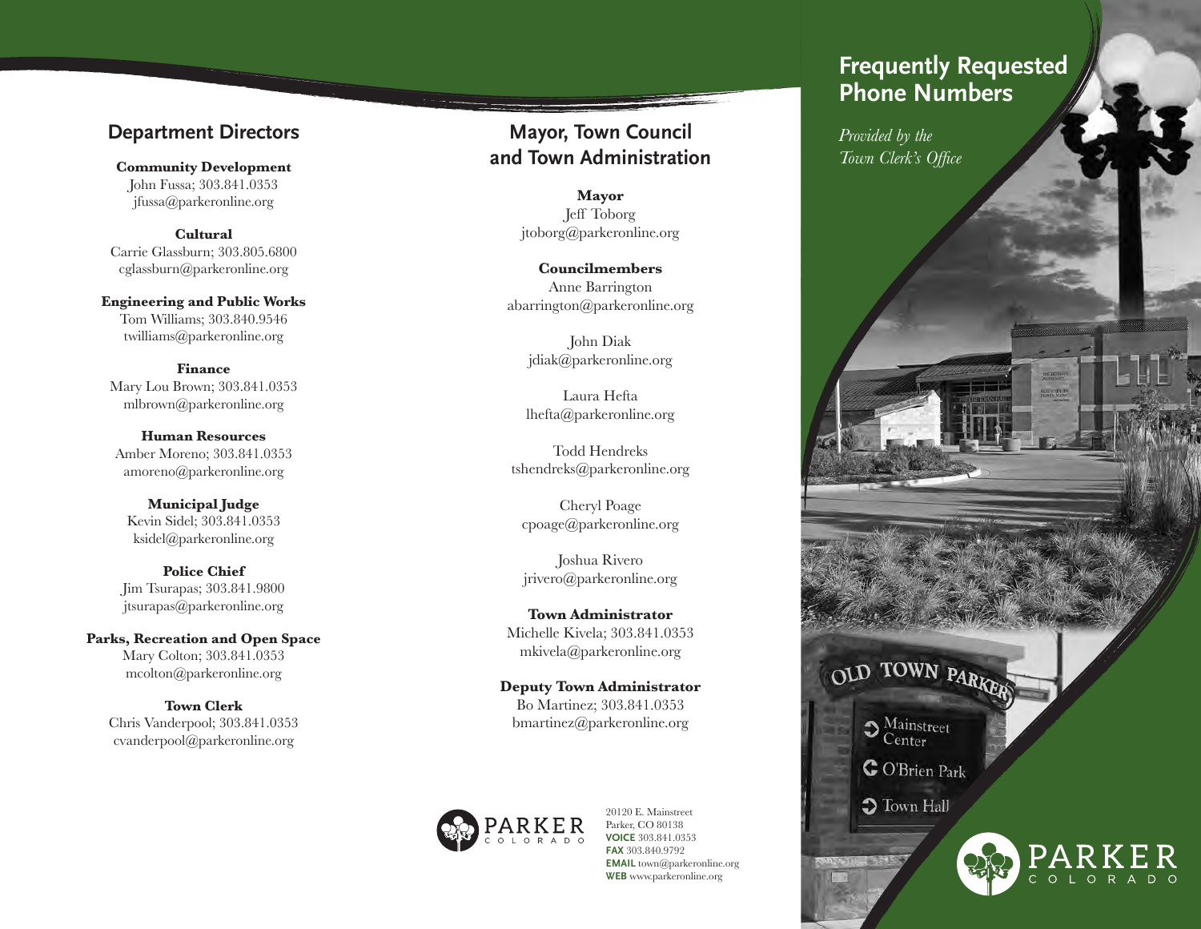## Department Directors

**Community Development**
John Fussa; 303.841.0353
jfussa@parkeronline.org

**Cultural**
Carrie Glassburn; 303.805.6800
cglassburn@parkeronline.org

**Engineering and Public Works**
Tom Williams; 303.840.9546
twilliams@parkeronline.org

**Finance**
Mary Lou Brown; 303.841.0353
mlbrown@parkeronline.org

**Human Resources**
Amber Moreno; 303.841.0353
amoreno@parkeronline.org

**Municipal Judge**
Kevin Sidel; 303.841.0353
ksidel@parkeronline.org

**Police Chief**
Jim Tsurapas; 303.841.9800
jtsurapas@parkeronline.org

**Parks, Recreation and Open Space**
Mary Colton; 303.841.0353
mcolton@parkeronline.org

**Town Clerk**
Chris Vanderpool; 303.841.0353
cvanderpool@parkeronline.org

## Mayor, Town Council and Town Administration

**Mayor**
Jeff Toborg
jtoborg@parkeronline.org

**Councilmembers**
Anne Barrington
abarrington@parkeronline.org

John Diak
jdiak@parkeronline.org

Laura Hefta
lhefta@parkeronline.org

Todd Hendreks
tshendreks@parkeronline.org

Cheryl Poage
cpoage@parkeronline.org

Joshua Rivero
jrivero@parkeronline.org

**Town Administrator**
Michelle Kivela; 303.841.0353
mkivela@parkeronline.org

**Deputy Town Administrator**
Bo Martinez; 303.841.0353
bmartinez@parkeronline.org

PARKER
COLORADO

20120 E. Mainstreet
Parker, CO 80138
**VOICE** 303.841.0353
**FAX** 303.840.9792
**EMAIL** town@parkeronline.org
**WEB** www.parkeronline.org

# Frequently Requested Phone Numbers

*Provided by the Town Clerk's Office*

PARKER
COLORADO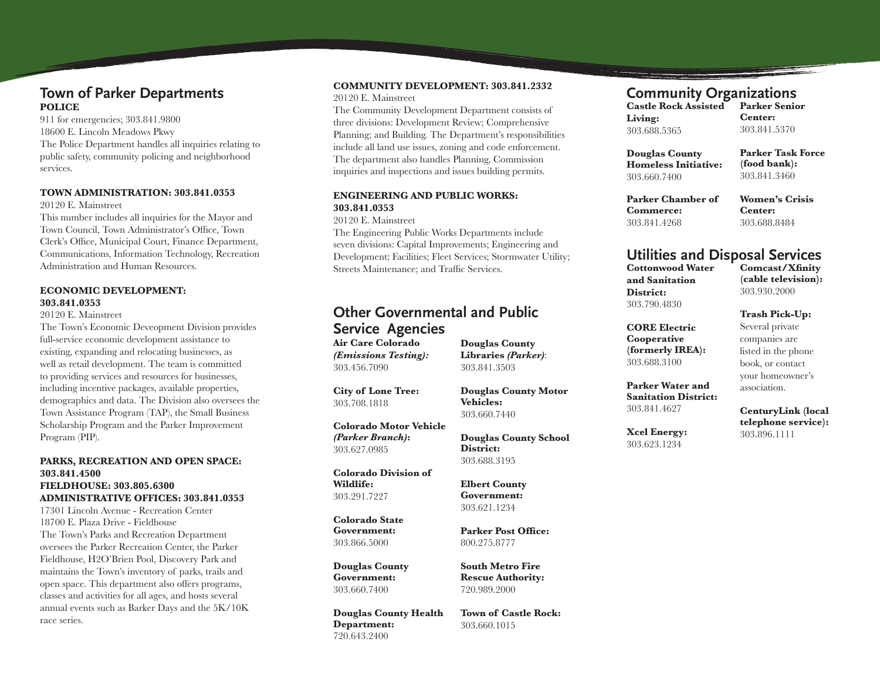## Town of Parker Departments

**POLICE**

911 for emergencies; 303.841.9800
18600 E. Lincoln Meadows Pkwy
The Police Department handles all inquiries relating to public safety, community policing and neighborhood services.

**TOWN ADMINISTRATION: 303.841.0353**

20120 E. Mainstreet
This number includes all inquiries for the Mayor and Town Council, Town Administrator's Office, Town Clerk's Office, Municipal Court, Finance Department, Communications, Information Technology, Recreation Administration and Human Resources.

**ECONOMIC DEVELOPMENT: 303.841.0353**

20120 E. Mainstreet
The Town's Economic Deveopment Division provides full-service economic development assistance to existing, expanding and relocating businesses, as well as retail development. The team is committed to providing services and resources for businesses, including incentive packages, available properties, demographics and data. The Division also oversees the Town Assistance Program (TAP), the Small Business Scholarship Program and the Parker Improvement Program (PIP).

**PARKS, RECREATION AND OPEN SPACE: 303.841.4500**
**FIELDHOUSE: 303.805.6300**
**ADMINISTRATIVE OFFICES: 303.841.0353**

17301 Lincoln Avenue - Recreation Center
18700 E. Plaza Drive - Fieldhouse
The Town's Parks and Recreation Department oversees the Parker Recreation Center, the Parker Fieldhouse, H2O'Brien Pool, Discovery Park and maintains the Town's inventory of parks, trails and open space. This department also offers programs, classes and activities for all ages, and hosts several annual events such as Barker Days and the 5K/10K race series.

**COMMUNITY DEVELOPMENT: 303.841.2332**

20120 E. Mainstreet
The Community Development Department consists of three divisions: Development Review; Comprehensive Planning; and Building. The Department's responsibilities include all land use issues, zoning and code enforcement. The department also handles Planning, Commission inquiries and inspections and issues building permits.

**ENGINEERING AND PUBLIC WORKS: 303.841.0353**

20120 E. Mainstreet
The Engineering Public Works Departments include seven divisions: Capital Improvements; Engineering and Development; Facilities; Fleet Services; Stormwater Utility; Streets Maintenance; and Traffic Services.

## Other Governmental and Public Service Agencies

**Air Care Colorado *(Emissions Testing):***
303.456.7090

**City of Lone Tree:**
303.708.1818

**Colorado Motor Vehicle *(Parker Branch)*:**
303.627.0985

**Colorado Division of Wildlife:**
303.291.7227

**Colorado State Government:**
303.866.5000

**Douglas County Government:**
303.660.7400

**Douglas County Health Department:**
720.643.2400

**Douglas County Libraries *(Parker)*:**
303.841.3503

**Douglas County Motor Vehicles:**
303.660.7440

**Douglas County School District:**
303.688.3195

**Elbert County Government:**
303.621.1234

**Parker Post Office:**
800.275.8777

**South Metro Fire Rescue Authority:**
720.989.2000

**Town of Castle Rock:**
303.660.1015

## Community Organizations

**Castle Rock Assisted Living:**
303.688.5365

**Douglas County Homeless Initiative:**
303.660.7400

**Parker Chamber of Commerce:**
303.841.4268

**Parker Senior Center:**
303.841.5370

**Parker Task Force (food bank):**
303.841.3460

**Women's Crisis Center:**
303.688.8484

## Utilities and Disposal Services

**Cottonwood Water and Sanitation District:**
303.790.4830

**CORE Electric Cooperative (formerly IREA):**
303.688.3100

**Parker Water and Sanitation District:**
303.841.4627

**Xcel Energy:**
303.623.1234

**Comcast/Xfinity (cable television):**
303.930.2000

**Trash Pick-Up:**
Several private companies are listed in the phone book, or contact your homeowner's association.

**CenturyLink (local telephone service):**
303.896.1111